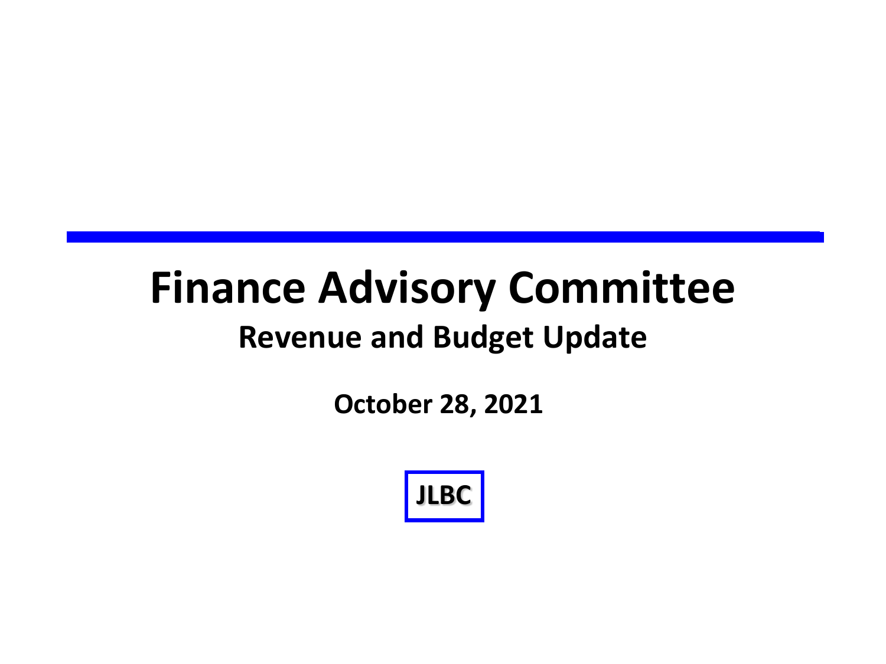# Finance Advisory Committee

## Revenue and Budget Update

**October 28, 2021**

**JLBC**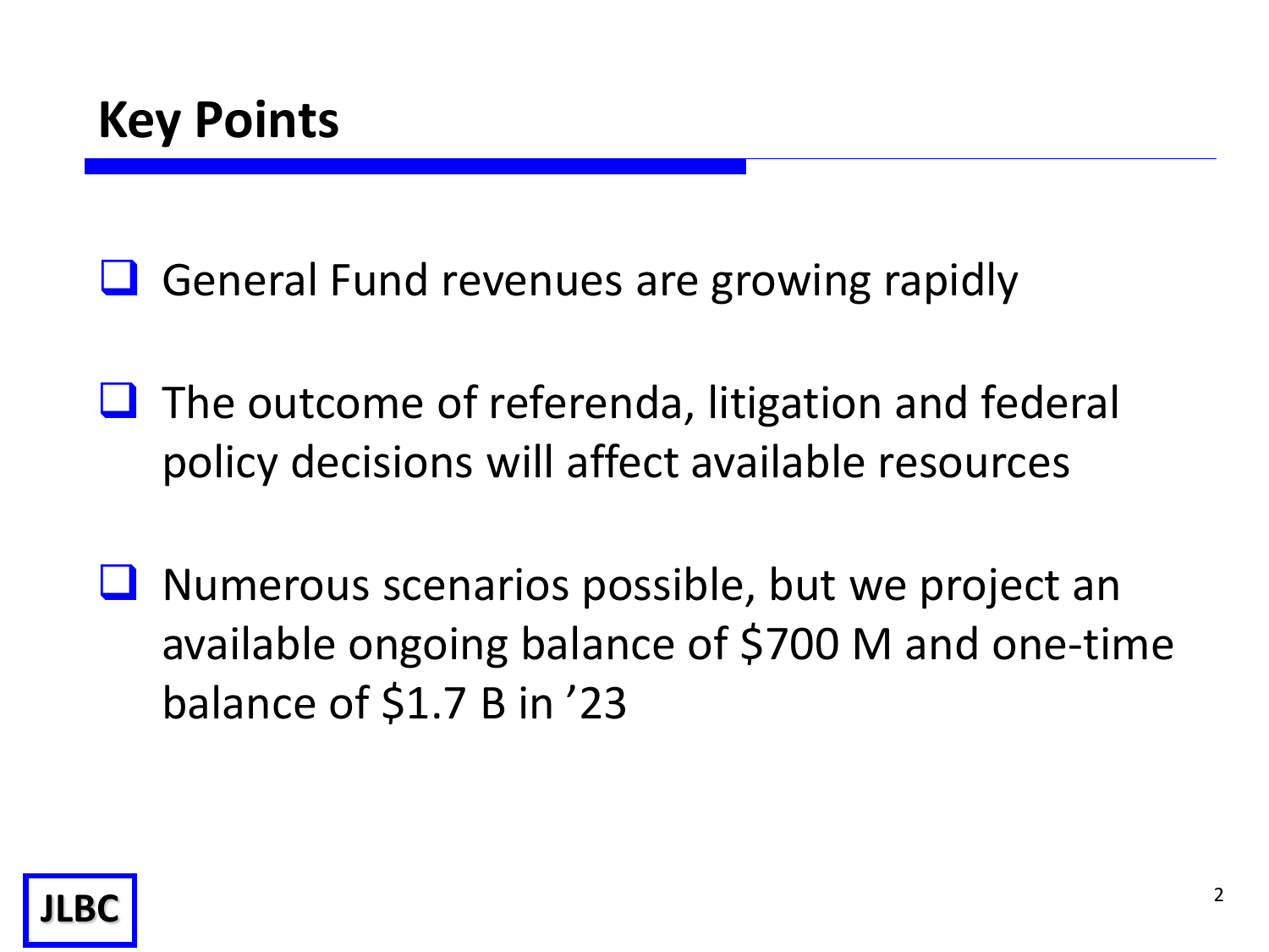# Key Points

- General Fund revenues are growing rapidly
- The outcome of referenda, litigation and federal policy decisions will affect available resources
- Numerous scenarios possible, but we project an available ongoing balance of $700 M and one-time balance of $1.7 B in ’23

JLBC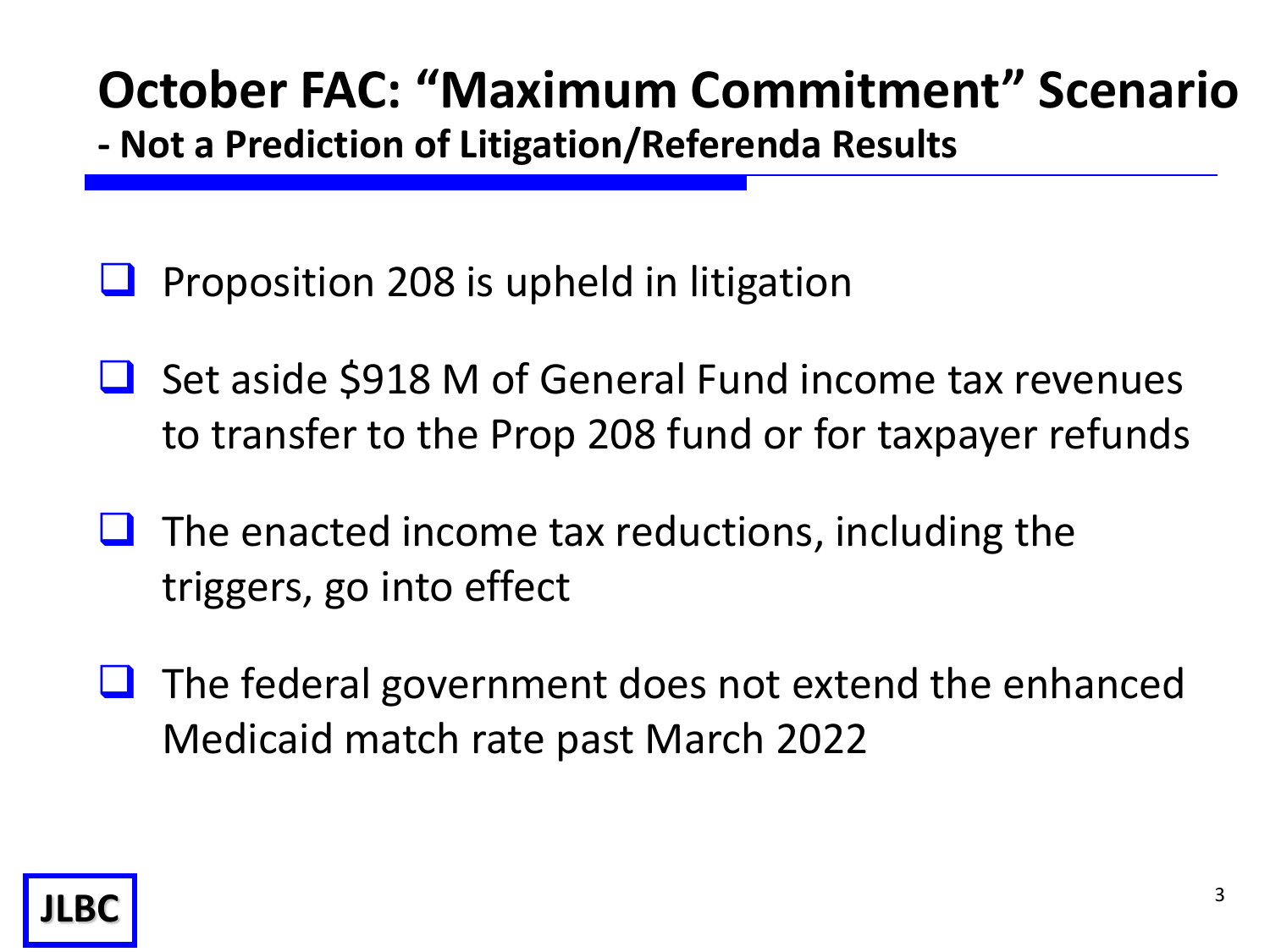# October FAC: "Maximum Commitment" Scenario

## - Not a Prediction of Litigation/Referenda Results

- Proposition 208 is upheld in litigation
- Set aside $918 M of General Fund income tax revenues to transfer to the Prop 208 fund or for taxpayer refunds
- The enacted income tax reductions, including the triggers, go into effect
- The federal government does not extend the enhanced Medicaid match rate past March 2022

JLBC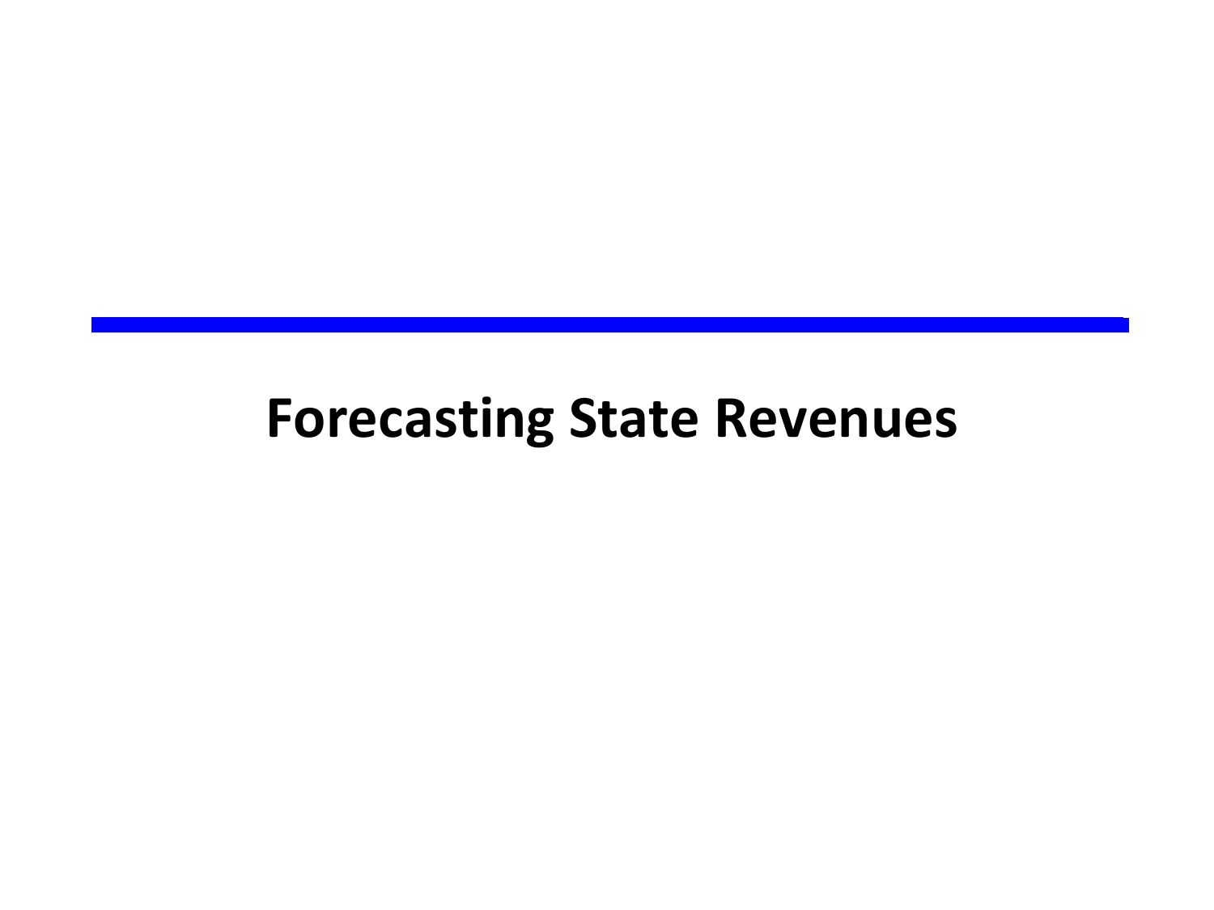# Forecasting State Revenues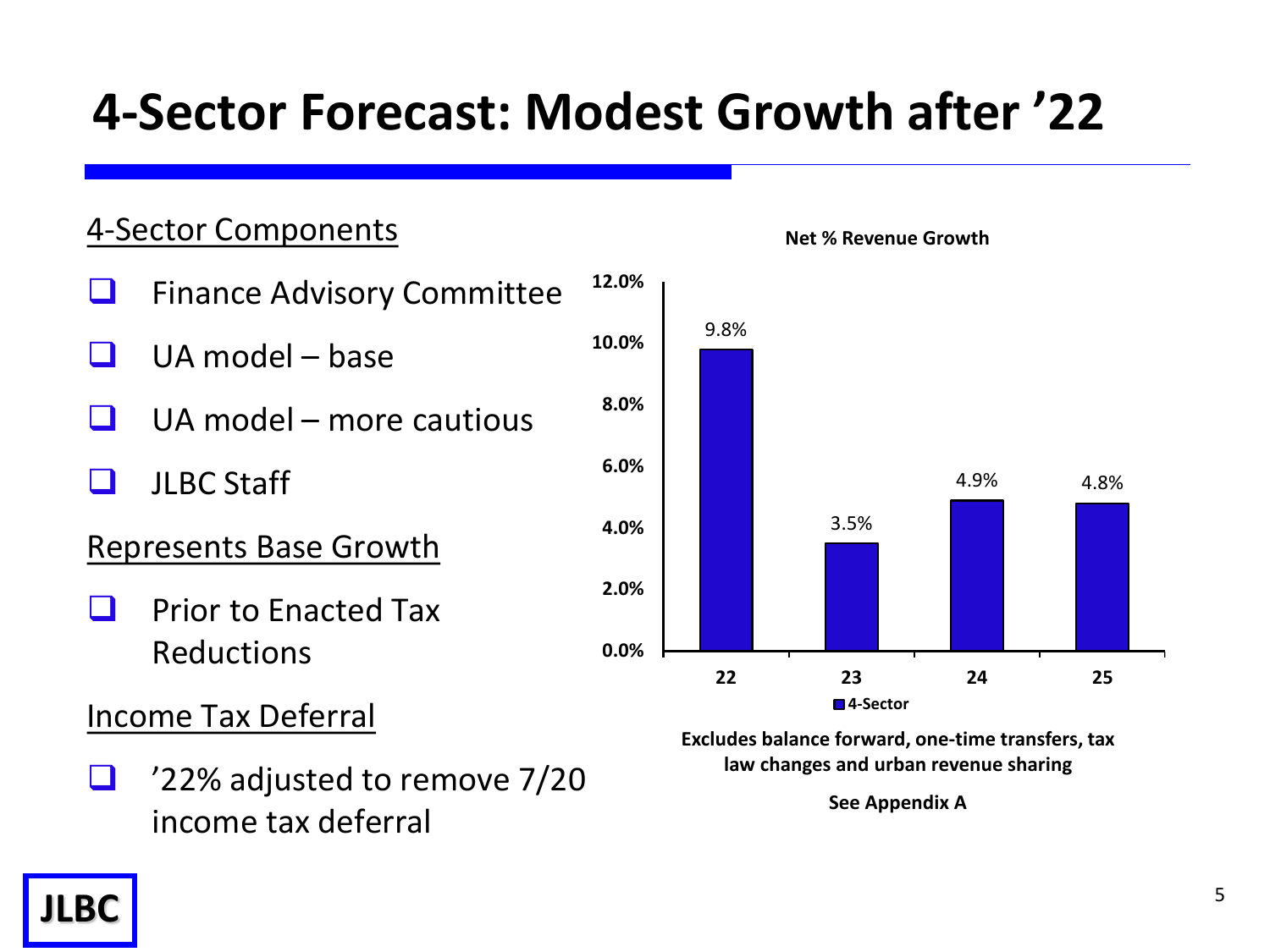# 4-Sector Forecast: Modest Growth after '22

4-Sector Components

- Finance Advisory Committee
- UA model – base
- UA model – more cautious
- JLBC Staff

Represents Base Growth

- Prior to Enacted Tax Reductions

Income Tax Deferral

- '22% adjusted to remove 7/20 income tax deferral

Net % Revenue Growth

12.0%
10.0%
8.0%
6.0%
4.0%
2.0%
0.0%

9.8%
3.5%
4.9%
4.8%

22
23
24
25

4-Sector

**Excludes balance forward, one-time transfers, tax law changes and urban revenue sharing**

**See Appendix A**

JLBC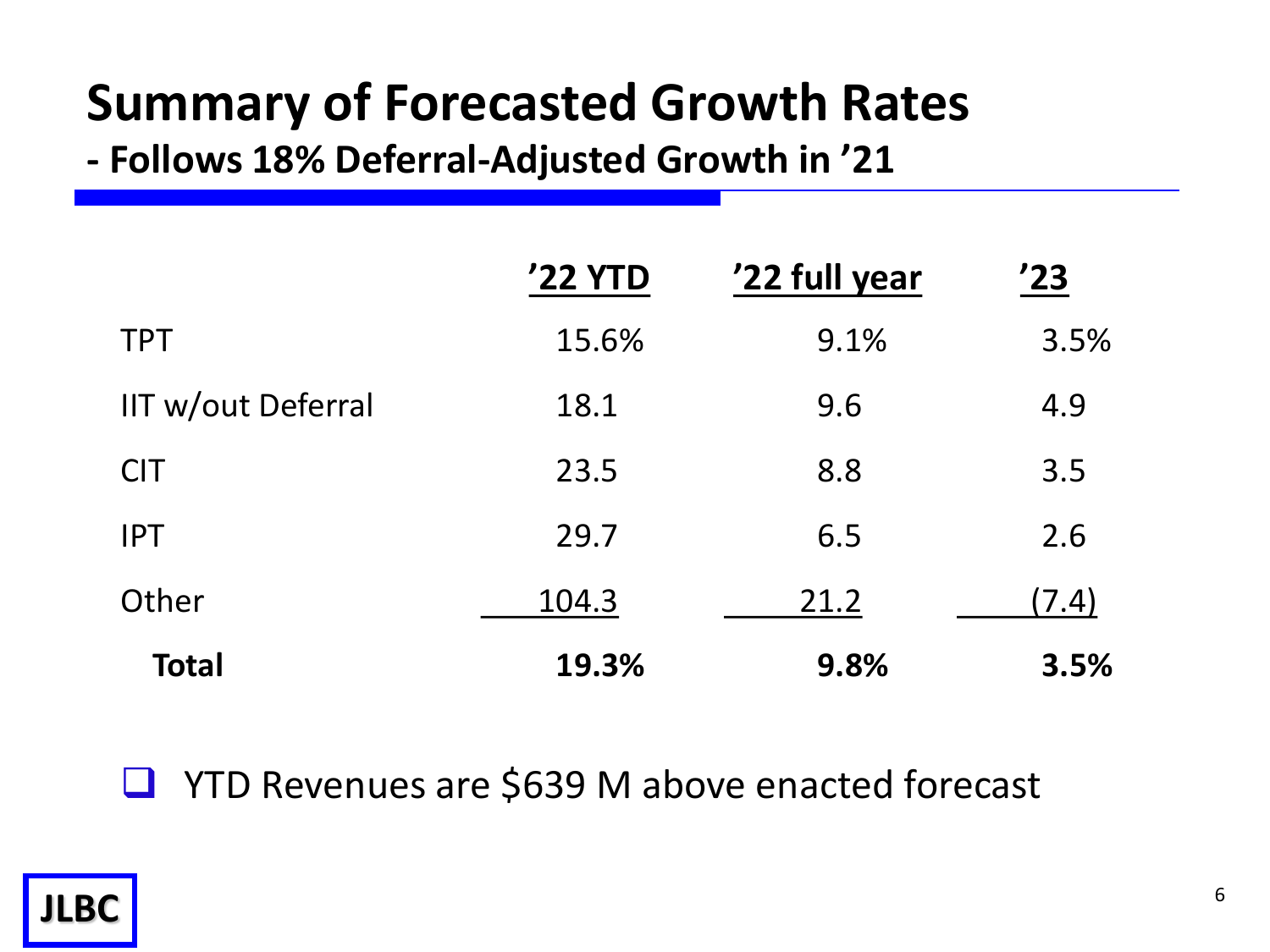# Summary of Forecasted Growth Rates

## - Follows 18% Deferral-Adjusted Growth in ’21

| | ’22 YTD | ’22 full year | ’23 |
|---|---|---|---|
| TPT | 15.6% | 9.1% | 3.5% |
| IIT w/out Deferral | 18.1 | 9.6 | 4.9 |
| CIT | 23.5 | 8.8 | 3.5 |
| IPT | 29.7 | 6.5 | 2.6 |
| Other | 104.3 | 21.2 | (7.4) |
| **Total** | **19.3%** | **9.8%** | **3.5%** |

- YTD Revenues are $639 M above enacted forecast

JLBC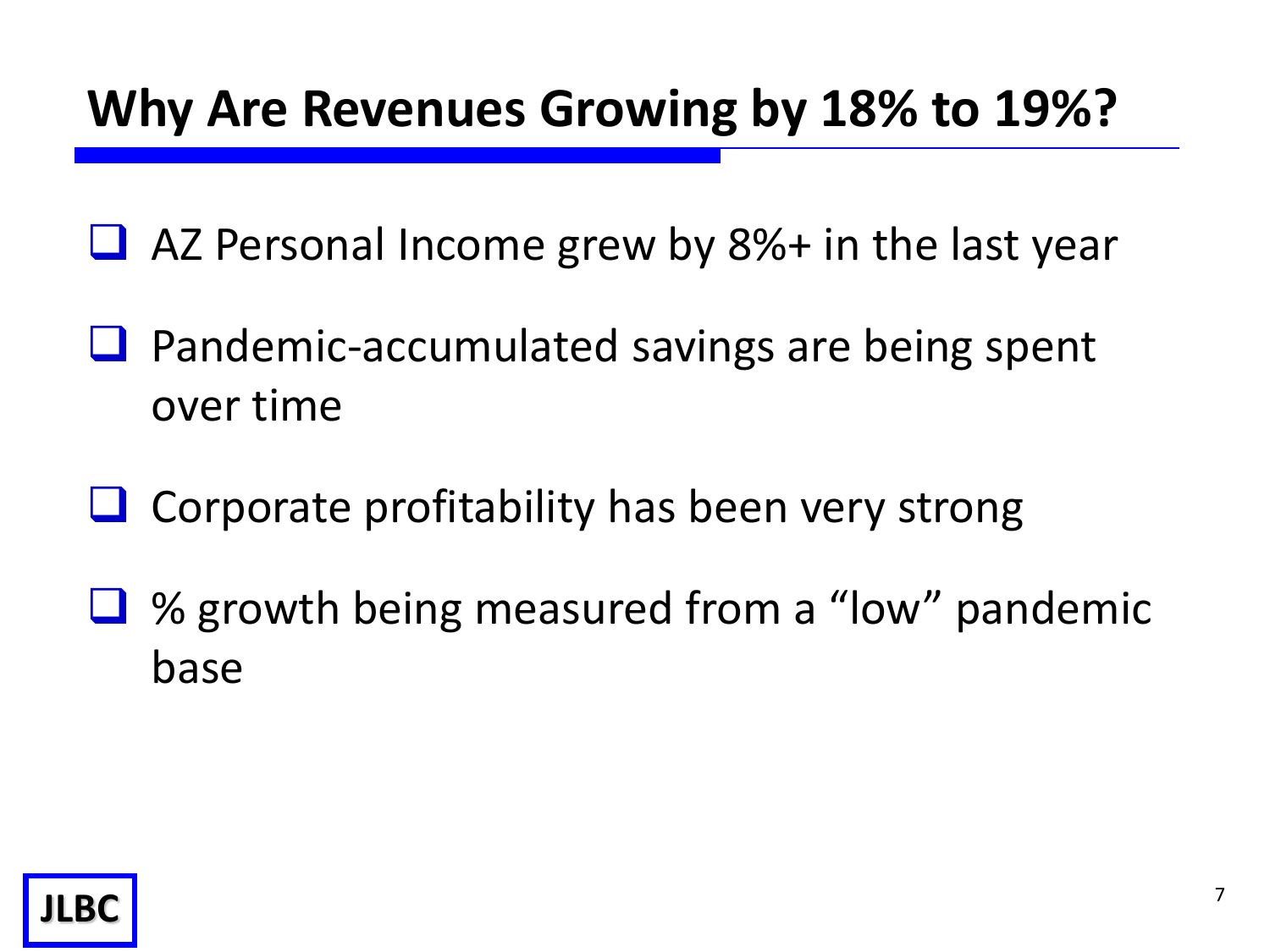# Why Are Revenues Growing by 18% to 19%?

- AZ Personal Income grew by 8%+ in the last year
- Pandemic-accumulated savings are being spent over time
- Corporate profitability has been very strong
- % growth being measured from a "low" pandemic base

JLBC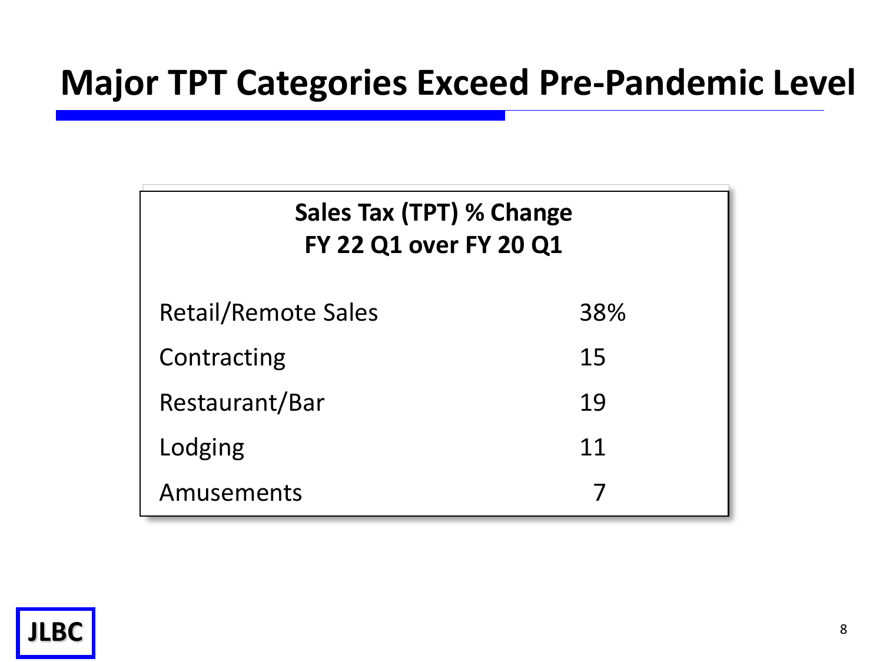# Major TPT Categories Exceed Pre-Pandemic Level

**Sales Tax (TPT) % Change**
**FY 22 Q1 over FY 20 Q1**

| | |
|---|---|
| Retail/Remote Sales | 38% |
| Contracting | 15 |
| Restaurant/Bar | 19 |
| Lodging | 11 |
| Amusements | 7 |

JLBC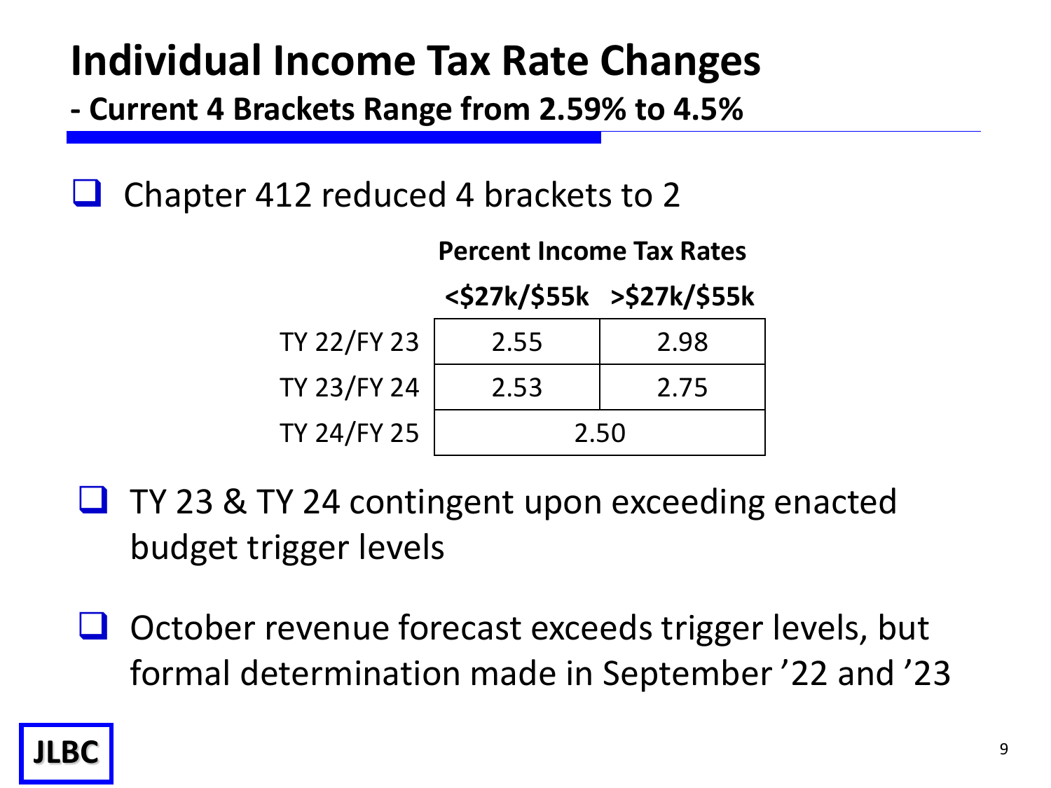# Individual Income Tax Rate Changes

**- Current 4 Brackets Range from 2.59% to 4.5%**

- Chapter 412 reduced 4 brackets to 2

**Percent Income Tax Rates**

| | **<$27k/$55k** | **>$27k/$55k** |
| --- | --- | --- |
| TY 22/FY 23 | 2.55 | 2.98 |
| TY 23/FY 24 | 2.53 | 2.75 |
| TY 24/FY 25 | 2.50 | |

- TY 23 & TY 24 contingent upon exceeding enacted budget trigger levels
- October revenue forecast exceeds trigger levels, but formal determination made in September '22 and '23

JLBC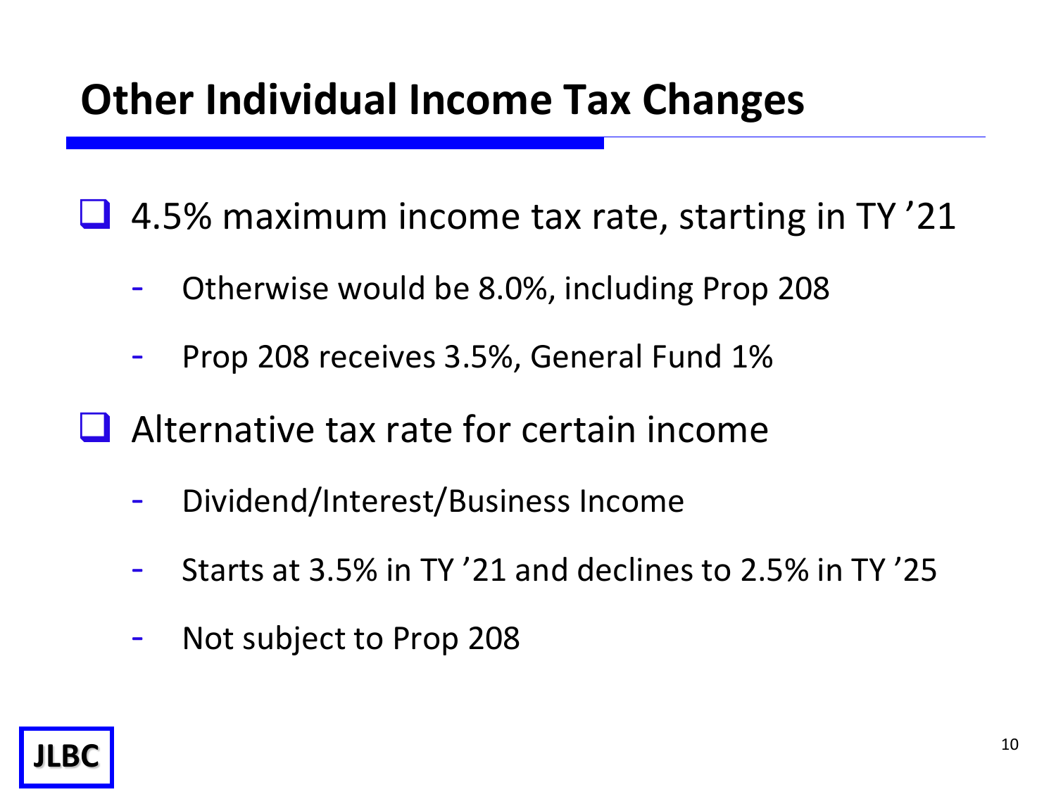# Other Individual Income Tax Changes

- 4.5% maximum income tax rate, starting in TY '21
  - Otherwise would be 8.0%, including Prop 208
  - Prop 208 receives 3.5%, General Fund 1%
- Alternative tax rate for certain income
  - Dividend/Interest/Business Income
  - Starts at 3.5% in TY '21 and declines to 2.5% in TY '25
  - Not subject to Prop 208

JLBC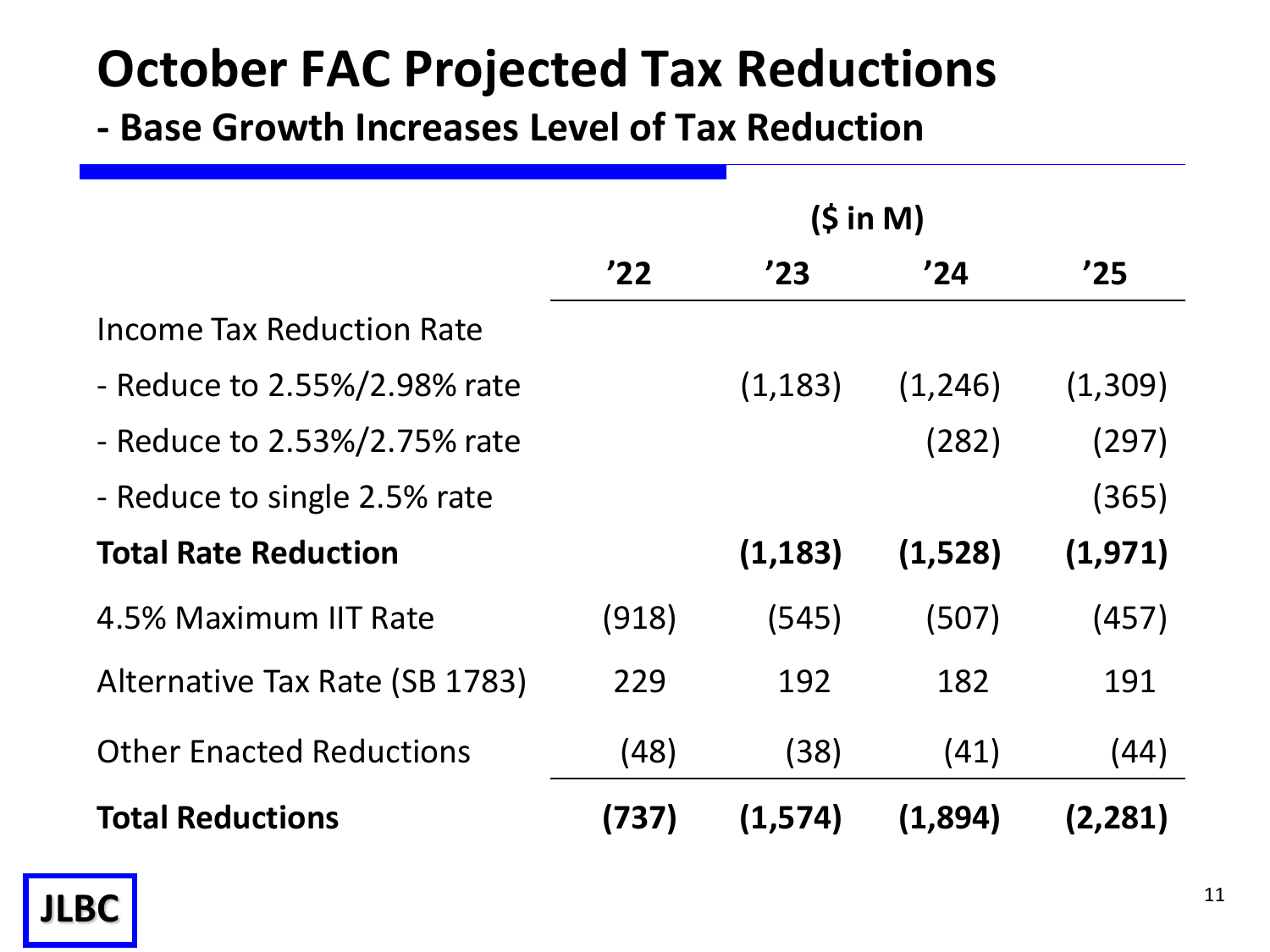# October FAC Projected Tax Reductions

## - Base Growth Increases Level of Tax Reduction

| | ($ in M) | | | |
|---|---|---|---|---|
| | **’22** | **’23** | **’24** | **’25** |
| Income Tax Reduction Rate | | | | |
| - Reduce to 2.55%/2.98% rate | | (1,183) | (1,246) | (1,309) |
| - Reduce to 2.53%/2.75% rate | | | (282) | (297) |
| - Reduce to single 2.5% rate | | | | (365) |
| **Total Rate Reduction** | | **(1,183)** | **(1,528)** | **(1,971)** |
| 4.5% Maximum IIT Rate | (918) | (545) | (507) | (457) |
| Alternative Tax Rate (SB 1783) | 229 | 192 | 182 | 191 |
| Other Enacted Reductions | (48) | (38) | (41) | (44) |
| **Total Reductions** | **(737)** | **(1,574)** | **(1,894)** | **(2,281)** |

JLBC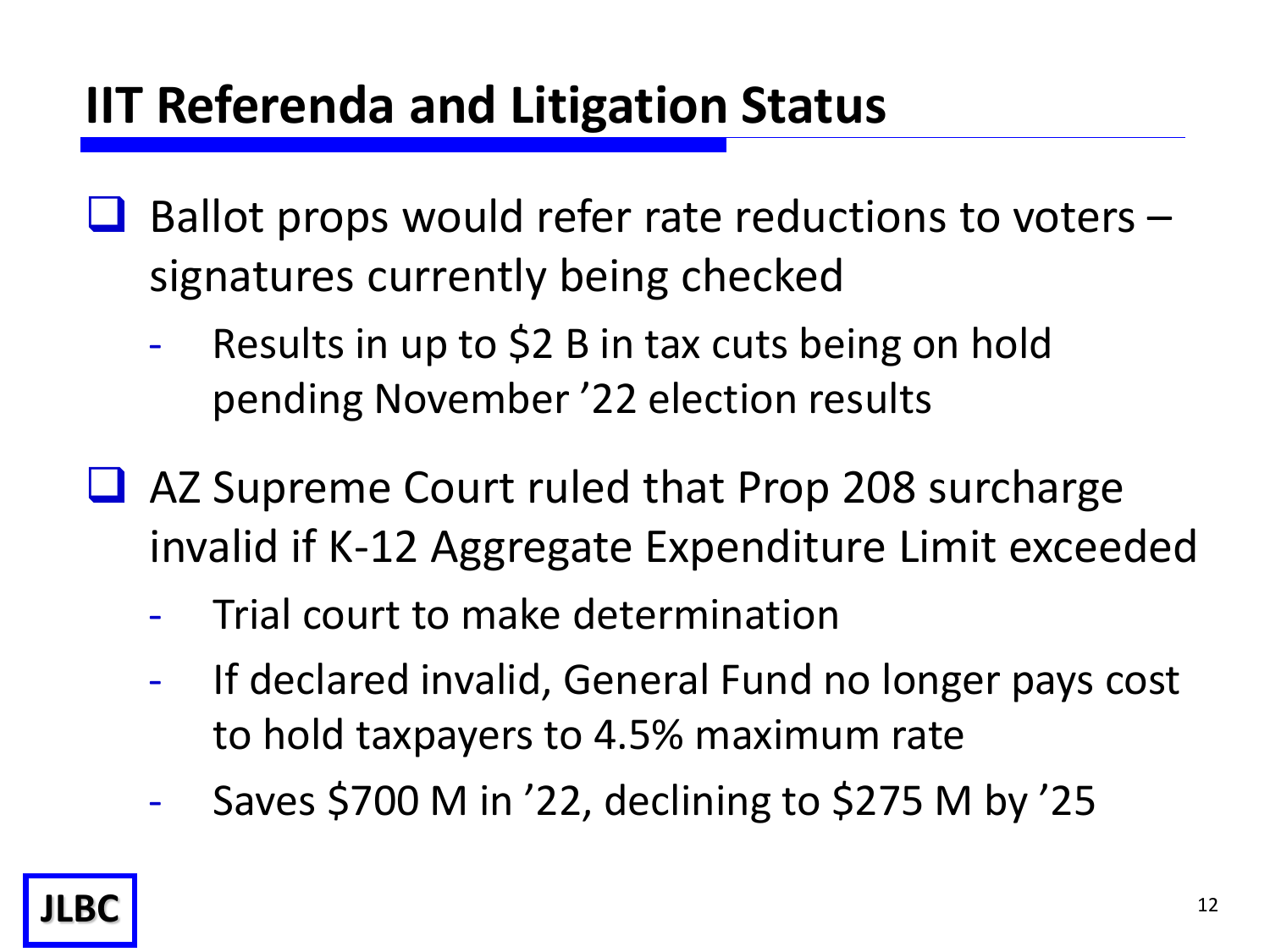# IIT Referenda and Litigation Status

- Ballot props would refer rate reductions to voters – signatures currently being checked
  - Results in up to $2 B in tax cuts being on hold pending November ’22 election results
- AZ Supreme Court ruled that Prop 208 surcharge invalid if K-12 Aggregate Expenditure Limit exceeded
  - Trial court to make determination
  - If declared invalid, General Fund no longer pays cost to hold taxpayers to 4.5% maximum rate
  - Saves $700 M in ’22, declining to $275 M by ’25

JLBC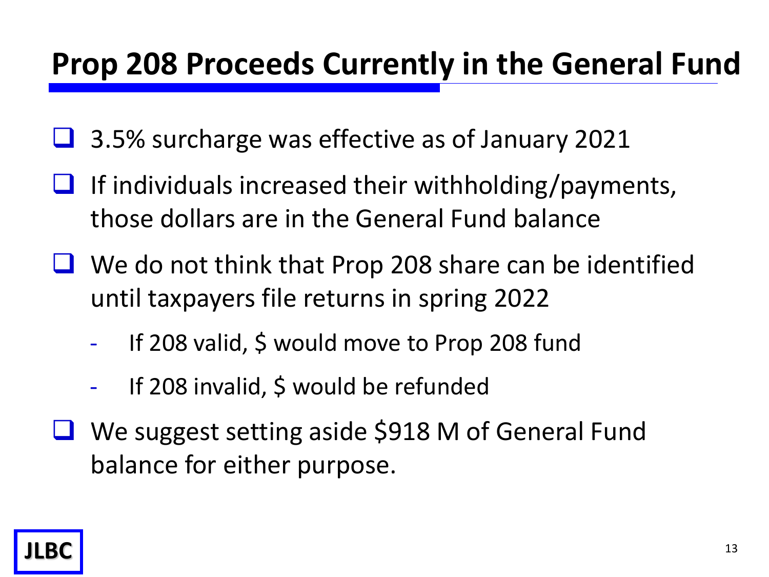# Prop 208 Proceeds Currently in the General Fund

- 3.5% surcharge was effective as of January 2021
- If individuals increased their withholding/payments, those dollars are in the General Fund balance
- We do not think that Prop 208 share can be identified until taxpayers file returns in spring 2022
  - If 208 valid, $ would move to Prop 208 fund
  - If 208 invalid, $ would be refunded
- We suggest setting aside $918 M of General Fund balance for either purpose.

JLBC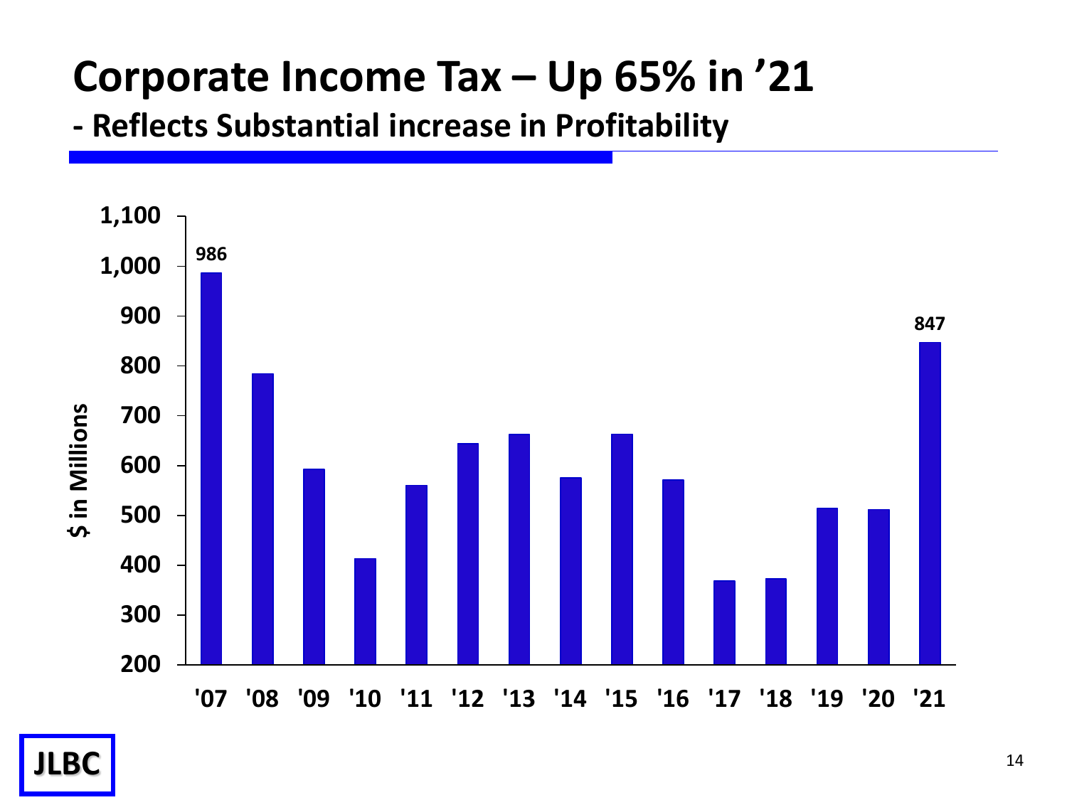# Corporate Income Tax – Up 65% in '21

## - Reflects Substantial increase in Profitability

$ in Millions

1,100
1,000
900
800
700
600
500
400
300
200

986
847

'07 '08 '09 '10 '11 '12 '13 '14 '15 '16 '17 '18 '19 '20 '21

JLBC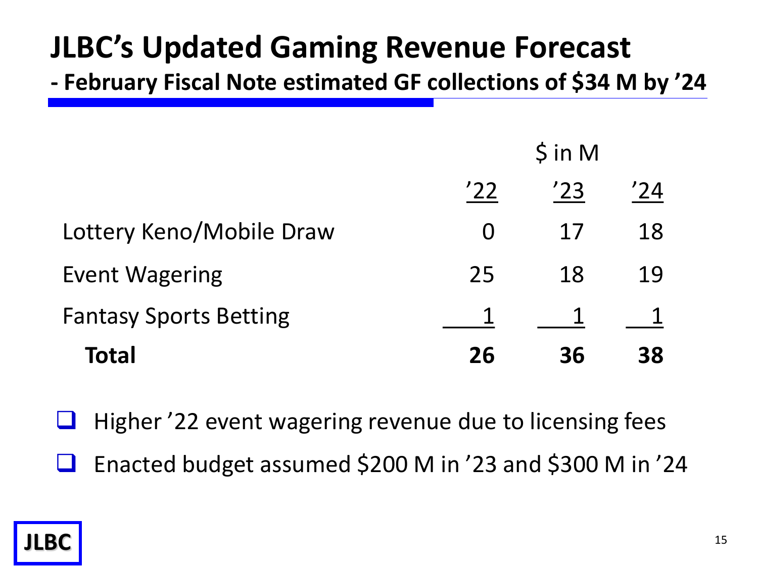# JLBC's Updated Gaming Revenue Forecast

## - February Fiscal Note estimated GF collections of $34 M by '24

| | $ in M | | |
|---|---|---|---|
| | '22 | '23 | '24 |
| Lottery Keno/Mobile Draw | 0 | 17 | 18 |
| Event Wagering | 25 | 18 | 19 |
| Fantasy Sports Betting | 1 | 1 | 1 |
| **Total** | **26** | **36** | **38** |

- Higher '22 event wagering revenue due to licensing fees
- Enacted budget assumed $200 M in '23 and $300 M in '24

JLBC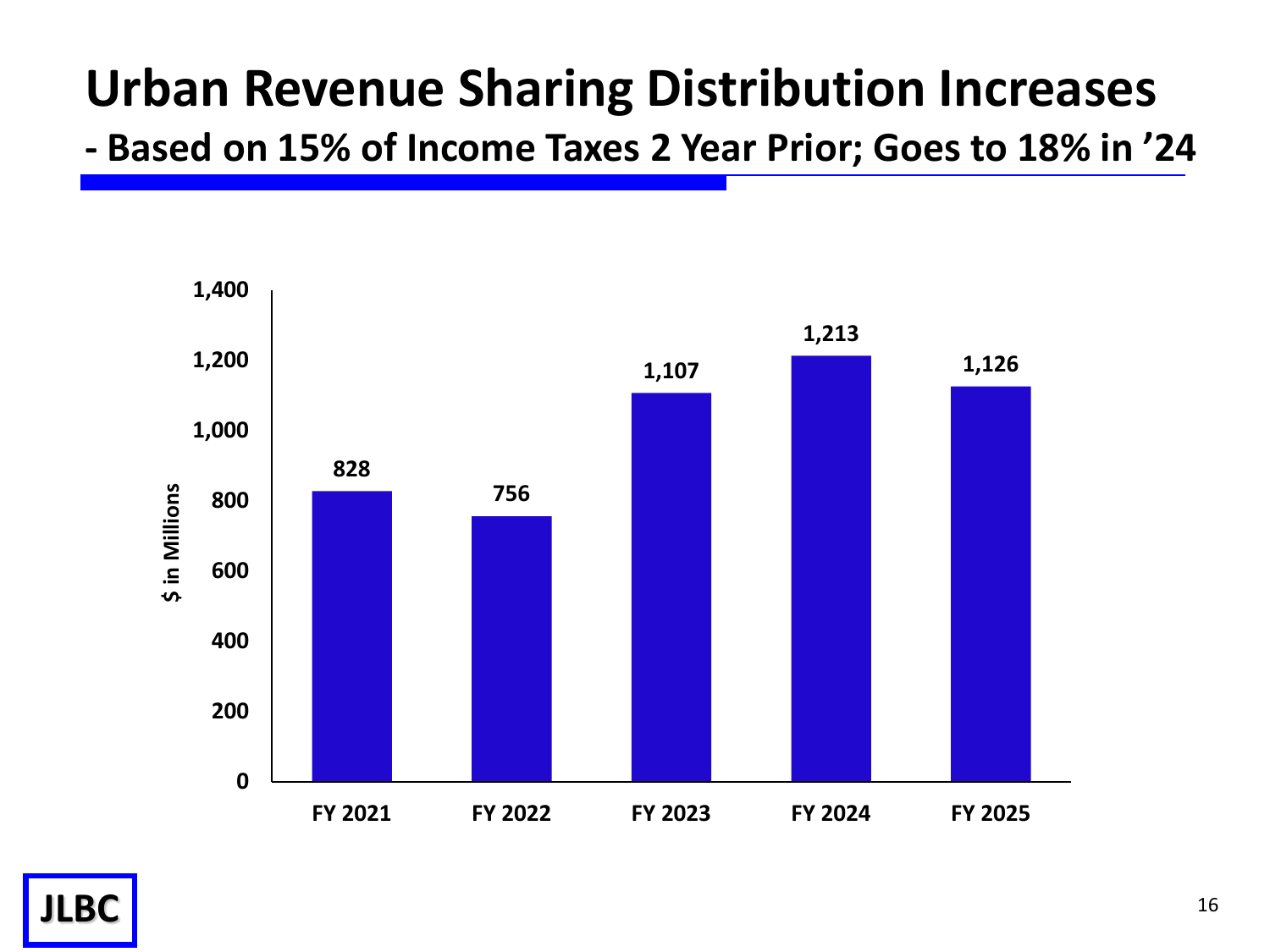# Urban Revenue Sharing Distribution Increases

## - Based on 15% of Income Taxes 2 Year Prior; Goes to 18% in '24

$ in Millions

1,400
1,200
1,000
800
600
400
200
0

828
756
1,107
1,213
1,126

FY 2021
FY 2022
FY 2023
FY 2024
FY 2025

JLBC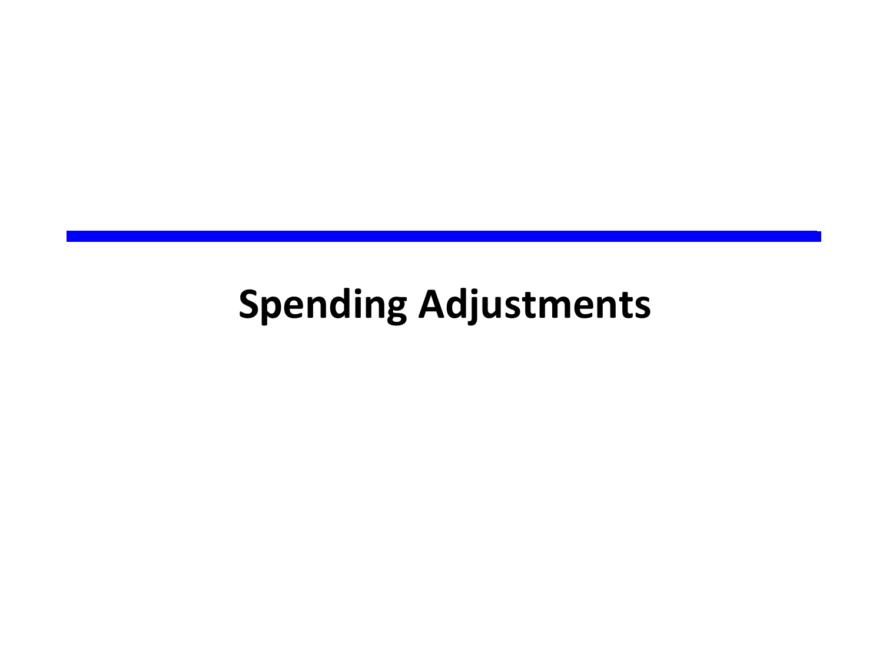# Spending Adjustments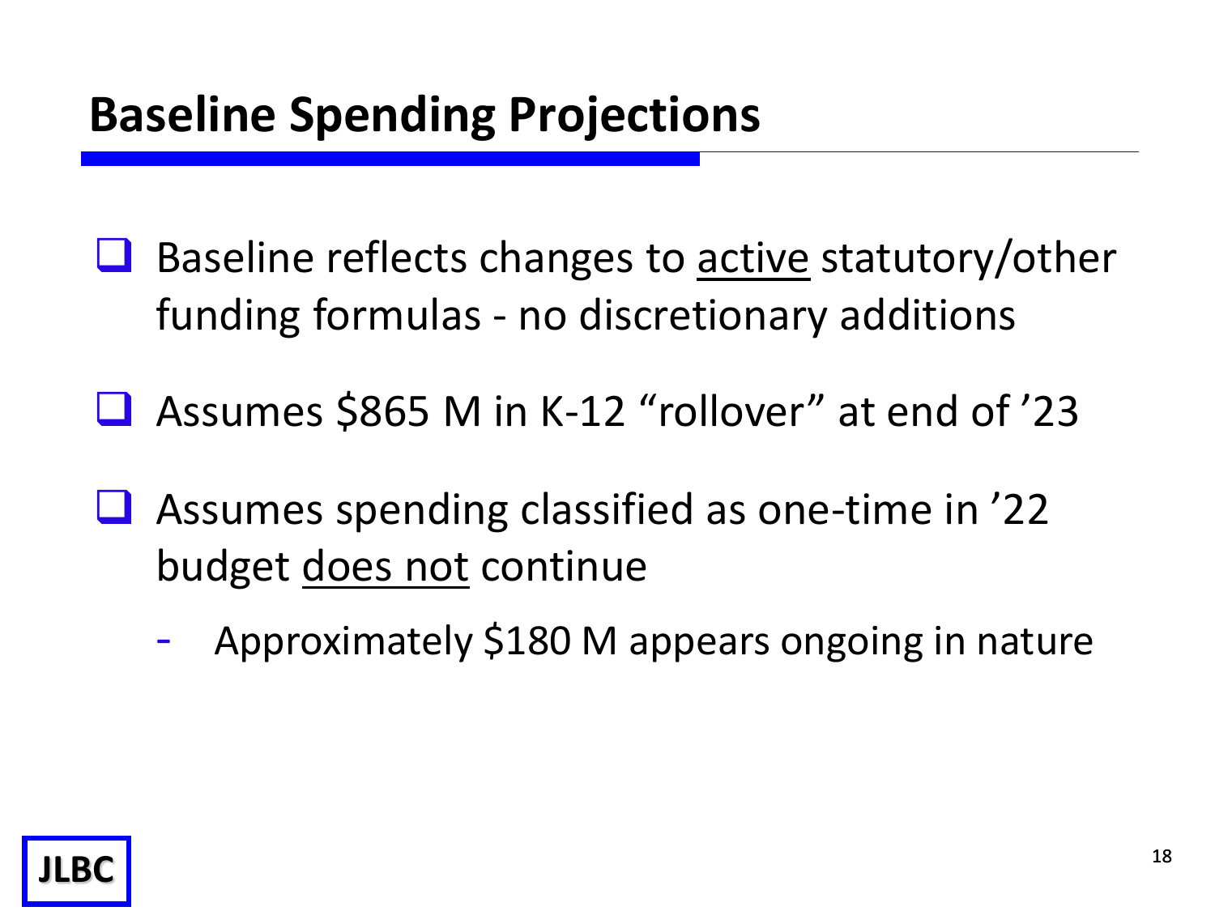# Baseline Spending Projections

- Baseline reflects changes to <u>active</u> statutory/other funding formulas - no discretionary additions

- Assumes $865 M in K-12 “rollover” at end of ’23

- Assumes spending classified as one-time in ’22 budget <u>does not</u> continue
  - Approximately $180 M appears ongoing in nature

JLBC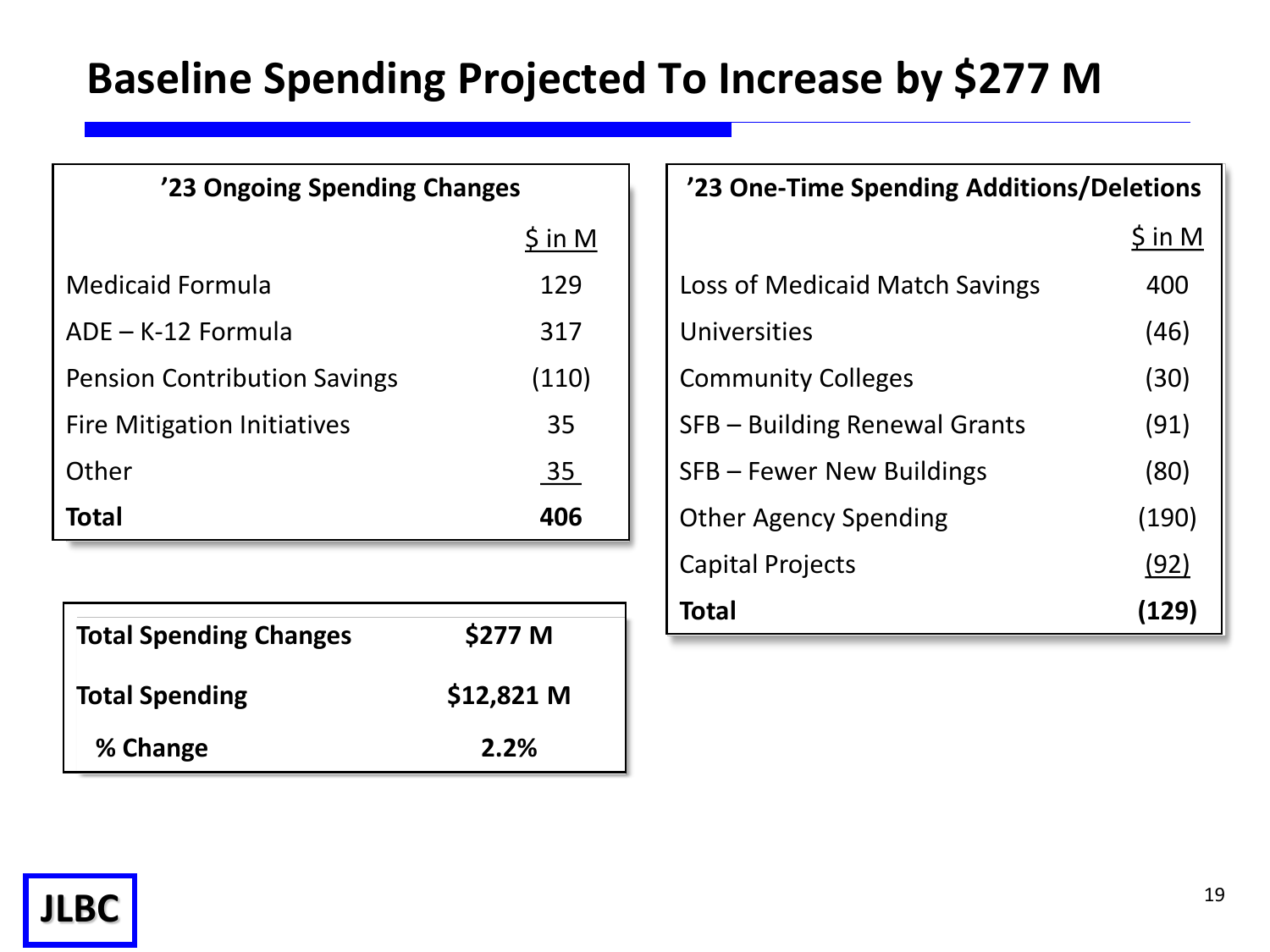# Baseline Spending Projected To Increase by $277 M

| ’23 Ongoing Spending Changes | $ in M |
| --- | --- |
| Medicaid Formula | 129 |
| ADE – K-12 Formula | 317 |
| Pension Contribution Savings | (110) |
| Fire Mitigation Initiatives | 35 |
| Other | 35 |
| **Total** | **406** |

| ’23 One-Time Spending Additions/Deletions | $ in M |
| --- | --- |
| Loss of Medicaid Match Savings | 400 |
| Universities | (46) |
| Community Colleges | (30) |
| SFB – Building Renewal Grants | (91) |
| SFB – Fewer New Buildings | (80) |
| Other Agency Spending | (190) |
| Capital Projects | (92) |
| **Total** | **(129)** |

| | |
| --- | --- |
| **Total Spending Changes** | **$277 M** |
| **Total Spending** | **$12,821 M** |
| **% Change** | **2.2%** |

JLBC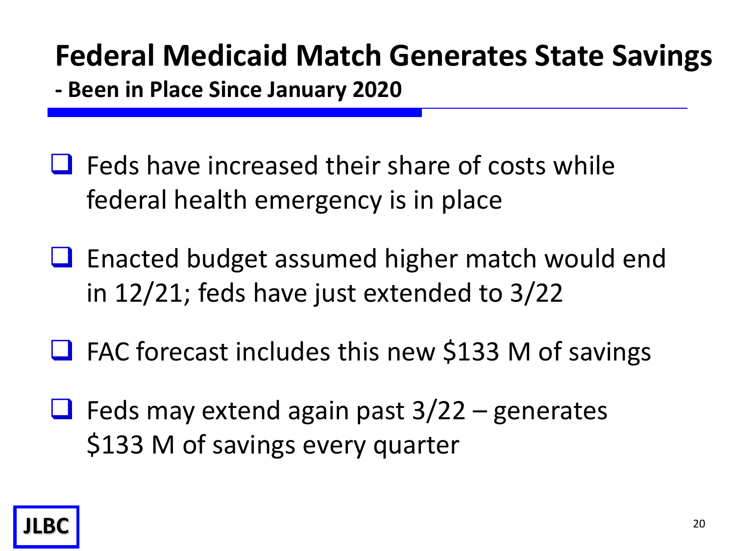# Federal Medicaid Match Generates State Savings

**- Been in Place Since January 2020**

- Feds have increased their share of costs while federal health emergency is in place
- Enacted budget assumed higher match would end in 12/21; feds have just extended to 3/22
- FAC forecast includes this new $133 M of savings
- Feds may extend again past 3/22 – generates $133 M of savings every quarter

JLBC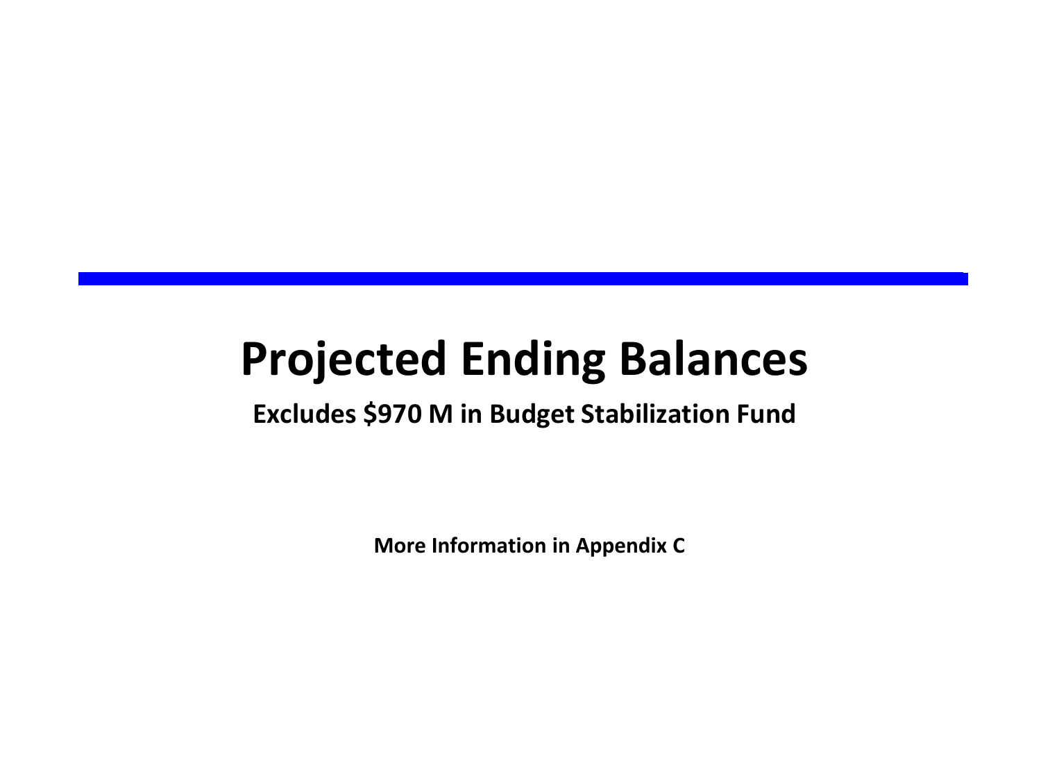# Projected Ending Balances

**Excludes $970 M in Budget Stabilization Fund**

**More Information in Appendix C**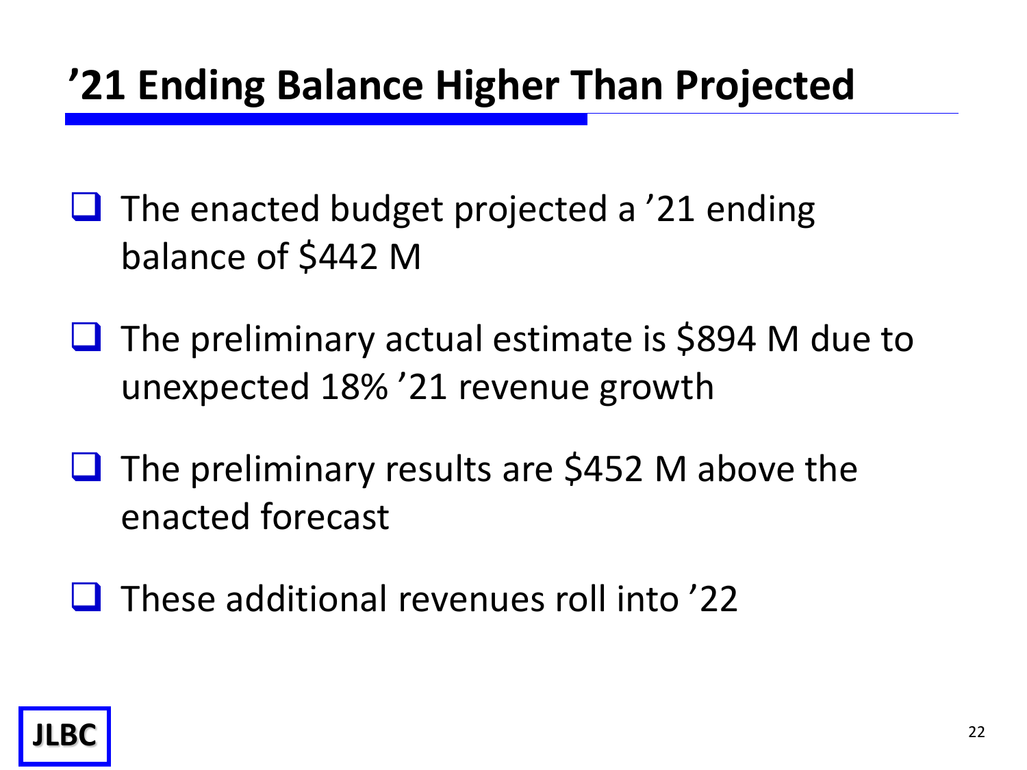# ’21 Ending Balance Higher Than Projected

- The enacted budget projected a ’21 ending balance of $442 M
- The preliminary actual estimate is $894 M due to unexpected 18% ’21 revenue growth
- The preliminary results are $452 M above the enacted forecast
- These additional revenues roll into ’22

JLBC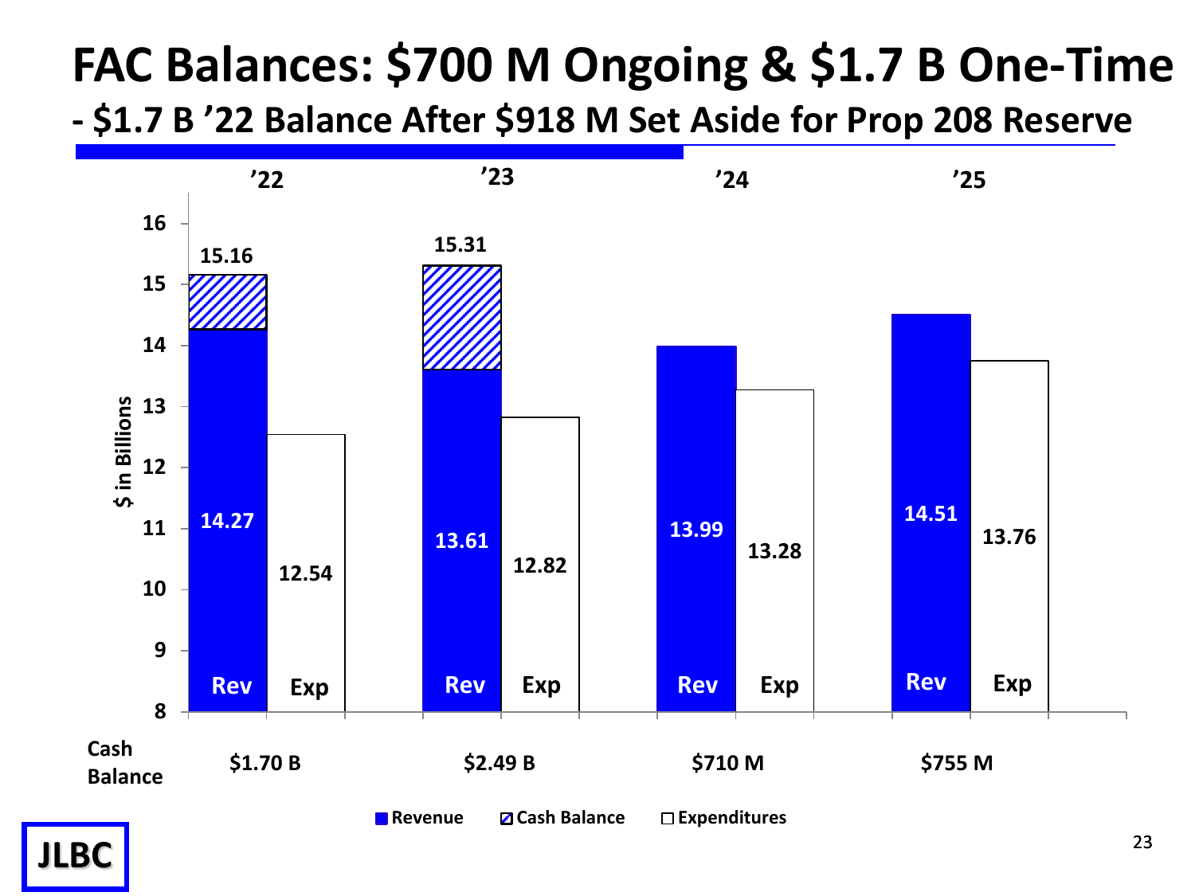# FAC Balances: $700 M Ongoing & $1.7 B One-Time

## - $1.7 B '22 Balance After $918 M Set Aside for Prop 208 Reserve

| ($ in Billions) | '22 | '23 | '24 | '25 |
| --- | --- | --- | --- | --- |
| Revenue | 14.27 | 13.61 | 13.99 | 14.51 |
| Revenue + Cash Balance | 15.16 | 15.31 | | |
| Expenditures | 12.54 | 12.82 | 13.28 | 13.76 |
| Cash Balance | $1.70 B | $2.49 B | $710 M | $755 M |

JLBC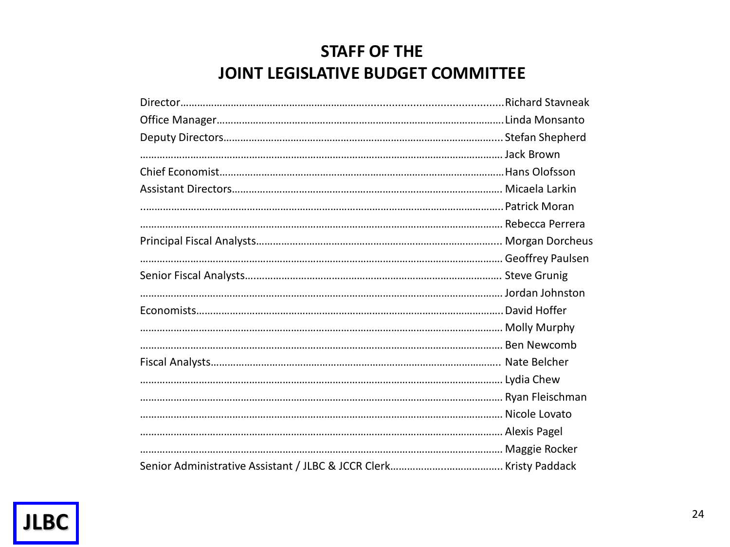## STAFF OF THE JOINT LEGISLATIVE BUDGET COMMITTEE

| | |
|---|---|
| Director | Richard Stavneak |
| Office Manager | Linda Monsanto |
| Deputy Directors | Stefan Shepherd |
| | Jack Brown |
| Chief Economist | Hans Olofsson |
| Assistant Directors | Micaela Larkin |
| | Patrick Moran |
| | Rebecca Perrera |
| Principal Fiscal Analysts | Morgan Dorcheus |
| | Geoffrey Paulsen |
| Senior Fiscal Analysts | Steve Grunig |
| | Jordan Johnston |
| Economists | David Hoffer |
| | Molly Murphy |
| | Ben Newcomb |
| Fiscal Analysts | Nate Belcher |
| | Lydia Chew |
| | Ryan Fleischman |
| | Nicole Lovato |
| | Alexis Pagel |
| | Maggie Rocker |
| Senior Administrative Assistant / JLBC & JCCR Clerk | Kristy Paddack |

JLBC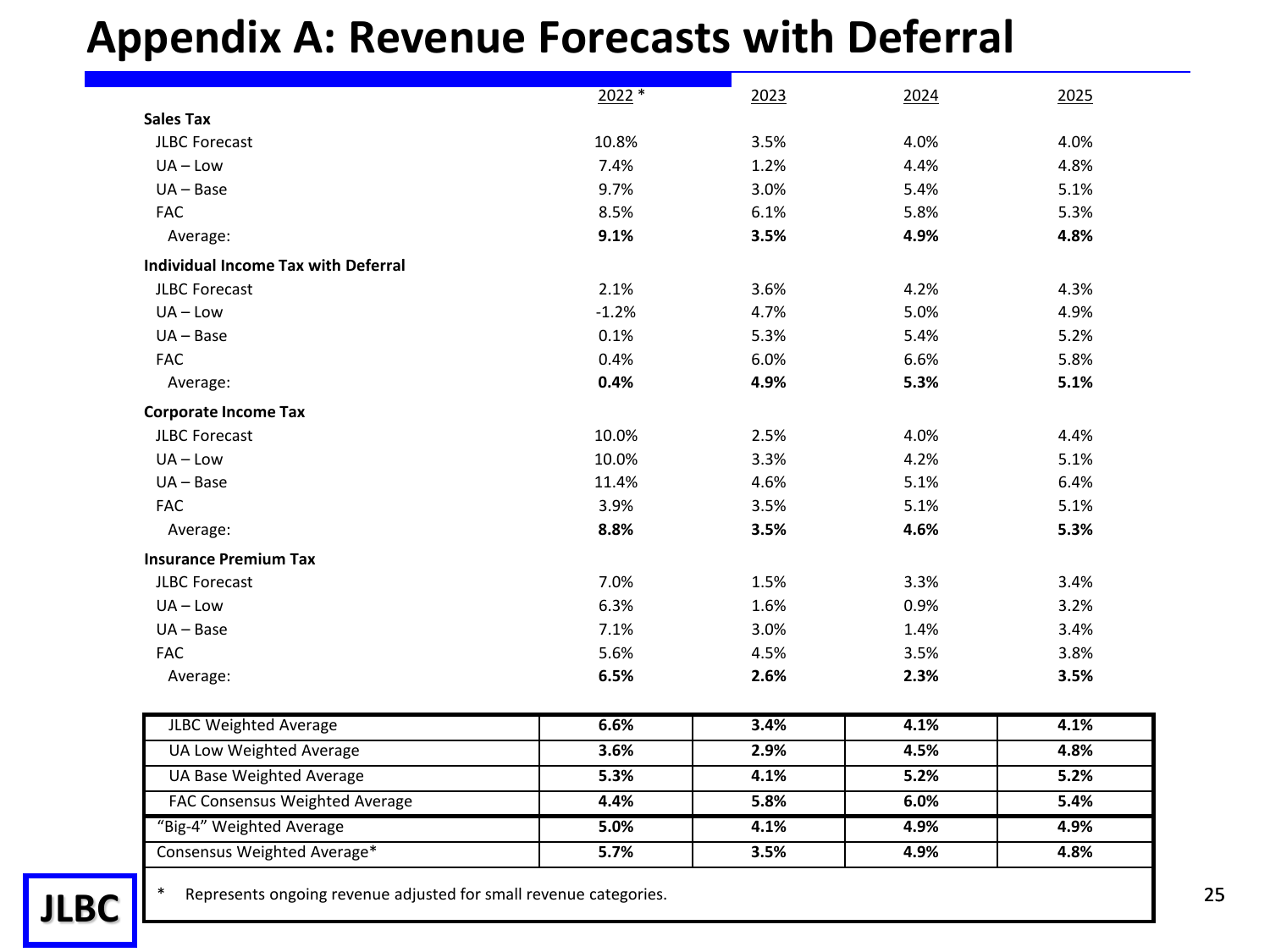# Appendix A: Revenue Forecasts with Deferral

| | 2022 * | 2023 | 2024 | 2025 |
|---|---|---|---|---|
| **Sales Tax** | | | | |
| JLBC Forecast | 10.8% | 3.5% | 4.0% | 4.0% |
| UA – Low | 7.4% | 1.2% | 4.4% | 4.8% |
| UA – Base | 9.7% | 3.0% | 5.4% | 5.1% |
| FAC | 8.5% | 6.1% | 5.8% | 5.3% |
| Average: | **9.1%** | **3.5%** | **4.9%** | **4.8%** |
| **Individual Income Tax with Deferral** | | | | |
| JLBC Forecast | 2.1% | 3.6% | 4.2% | 4.3% |
| UA – Low | -1.2% | 4.7% | 5.0% | 4.9% |
| UA – Base | 0.1% | 5.3% | 5.4% | 5.2% |
| FAC | 0.4% | 6.0% | 6.6% | 5.8% |
| Average: | **0.4%** | **4.9%** | **5.3%** | **5.1%** |
| **Corporate Income Tax** | | | | |
| JLBC Forecast | 10.0% | 2.5% | 4.0% | 4.4% |
| UA – Low | 10.0% | 3.3% | 4.2% | 5.1% |
| UA – Base | 11.4% | 4.6% | 5.1% | 6.4% |
| FAC | 3.9% | 3.5% | 5.1% | 5.1% |
| Average: | **8.8%** | **3.5%** | **4.6%** | **5.3%** |
| **Insurance Premium Tax** | | | | |
| JLBC Forecast | 7.0% | 1.5% | 3.3% | 3.4% |
| UA – Low | 6.3% | 1.6% | 0.9% | 3.2% |
| UA – Base | 7.1% | 3.0% | 1.4% | 3.4% |
| FAC | 5.6% | 4.5% | 3.5% | 3.8% |
| Average: | **6.5%** | **2.6%** | **2.3%** | **3.5%** |

| | | | | |
|---|---|---|---|---|
| JLBC Weighted Average | **6.6%** | **3.4%** | **4.1%** | **4.1%** |
| UA Low Weighted Average | **3.6%** | **2.9%** | **4.5%** | **4.8%** |
| UA Base Weighted Average | **5.3%** | **4.1%** | **5.2%** | **5.2%** |
| FAC Consensus Weighted Average | **4.4%** | **5.8%** | **6.0%** | **5.4%** |
| "Big-4" Weighted Average | **5.0%** | **4.1%** | **4.9%** | **4.9%** |
| Consensus Weighted Average* | **5.7%** | **3.5%** | **4.9%** | **4.8%** |

* Represents ongoing revenue adjusted for small revenue categories.

JLBC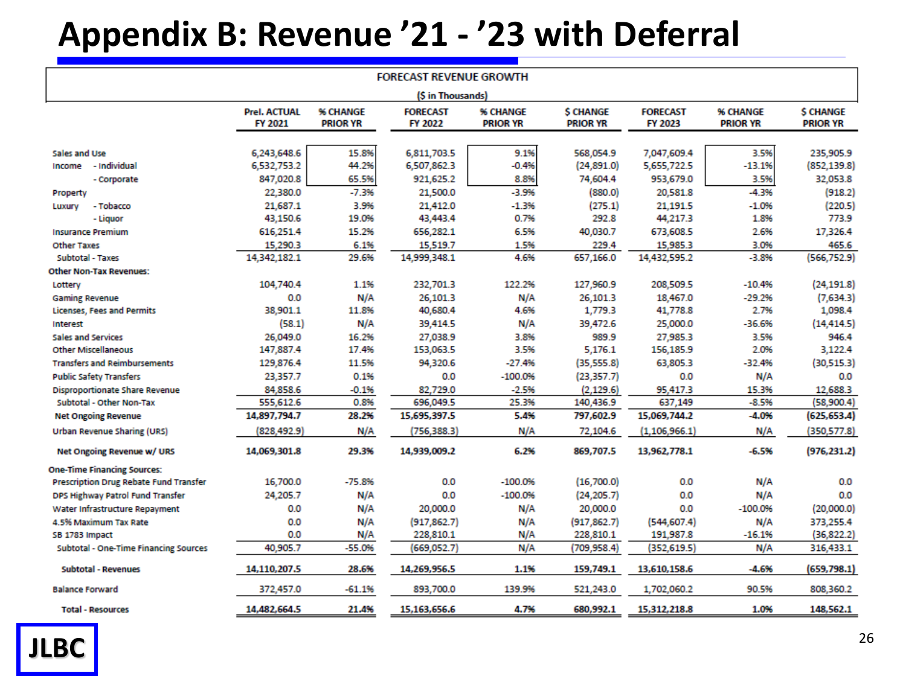# Appendix B: Revenue '21 - '23 with Deferral

| FORECAST REVENUE GROWTH ($ in Thousands) | | | | | | | | |
|---|---|---|---|---|---|---|---|---|
| | Prel. ACTUAL FY 2021 | % CHANGE PRIOR YR | FORECAST FY 2022 | % CHANGE PRIOR YR | $ CHANGE PRIOR YR | FORECAST FY 2023 | % CHANGE PRIOR YR | $ CHANGE PRIOR YR |
| Sales and Use | 6,243,648.6 | 15.8% | 6,811,703.5 | 9.1% | 568,054.9 | 7,047,609.4 | 3.5% | 235,905.9 |
| Income - Individual | 6,532,753.2 | 44.2% | 6,507,862.3 | -0.4% | (24,891.0) | 5,655,722.5 | -13.1% | (852,139.8) |
| - Corporate | 847,020.8 | 65.5% | 921,625.2 | 8.8% | 74,604.4 | 953,679.0 | 3.5% | 32,053.8 |
| Property | 22,380.0 | -7.3% | 21,500.0 | -3.9% | (880.0) | 20,581.8 | -4.3% | (918.2) |
| Luxury - Tobacco | 21,687.1 | 3.9% | 21,412.0 | -1.3% | (275.1) | 21,191.5 | -1.0% | (220.5) |
| - Liquor | 43,150.6 | 19.0% | 43,443.4 | 0.7% | 292.8 | 44,217.3 | 1.8% | 773.9 |
| Insurance Premium | 616,251.4 | 15.2% | 656,282.1 | 6.5% | 40,030.7 | 673,608.5 | 2.6% | 17,326.4 |
| Other Taxes | 15,290.3 | 6.1% | 15,519.7 | 1.5% | 229.4 | 15,985.3 | 3.0% | 465.6 |
| Subtotal - Taxes | 14,342,182.1 | 29.6% | 14,999,348.1 | 4.6% | 657,166.0 | 14,432,595.2 | -3.8% | (566,752.9) |
| Other Non-Tax Revenues: | | | | | | | | |
| Lottery | 104,740.4 | 1.1% | 232,701.3 | 122.2% | 127,960.9 | 208,509.5 | -10.4% | (24,191.8) |
| Gaming Revenue | 0.0 | N/A | 26,101.3 | N/A | 26,101.3 | 18,467.0 | -29.2% | (7,634.3) |
| Licenses, Fees and Permits | 38,901.1 | 11.8% | 40,680.4 | 4.6% | 1,779.3 | 41,778.8 | 2.7% | 1,098.4 |
| Interest | (58.1) | N/A | 39,414.5 | N/A | 39,472.6 | 25,000.0 | -36.6% | (14,414.5) |
| Sales and Services | 26,049.0 | 16.2% | 27,038.9 | 3.8% | 989.9 | 27,985.3 | 3.5% | 946.4 |
| Other Miscellaneous | 147,887.4 | 17.4% | 153,063.5 | 3.5% | 5,176.1 | 156,185.9 | 2.0% | 3,122.4 |
| Transfers and Reimbursements | 129,876.4 | 11.5% | 94,320.6 | -27.4% | (35,555.8) | 63,805.3 | -32.4% | (30,515.3) |
| Public Safety Transfers | 23,357.7 | 0.1% | 0.0 | -100.0% | (23,357.7) | 0.0 | N/A | 0.0 |
| Disproportionate Share Revenue | 84,858.6 | -0.1% | 82,729.0 | -2.5% | (2,129.6) | 95,417.3 | 15.3% | 12,688.3 |
| Subtotal - Other Non-Tax | 555,612.6 | 0.8% | 696,049.5 | 25.3% | 140,436.9 | 637,149 | -8.5% | (58,900.4) |
| **Net Ongoing Revenue** | **14,897,794.7** | **28.2%** | **15,695,397.5** | **5.4%** | **797,602.9** | **15,069,744.2** | **-4.0%** | **(625,653.4)** |
| Urban Revenue Sharing (URS) | (828,492.9) | N/A | (756,388.3) | N/A | 72,104.6 | (1,106,966.1) | N/A | (350,577.8) |
| **Net Ongoing Revenue w/ URS** | **14,069,301.8** | **29.3%** | **14,939,009.2** | **6.2%** | **869,707.5** | **13,962,778.1** | **-6.5%** | **(976,231.2)** |
| One-Time Financing Sources: | | | | | | | | |
| Prescription Drug Rebate Fund Transfer | 16,700.0 | -75.8% | 0.0 | -100.0% | (16,700.0) | 0.0 | N/A | 0.0 |
| DPS Highway Patrol Fund Transfer | 24,205.7 | N/A | 0.0 | -100.0% | (24,205.7) | 0.0 | N/A | 0.0 |
| Water Infrastructure Repayment | 0.0 | N/A | 20,000.0 | N/A | 20,000.0 | 0.0 | -100.0% | (20,000.0) |
| 4.5% Maximum Tax Rate | 0.0 | N/A | (917,862.7) | N/A | (917,862.7) | (544,607.4) | N/A | 373,255.4 |
| SB 1783 Impact | 0.0 | N/A | 228,810.1 | N/A | 228,810.1 | 191,987.8 | -16.1% | (36,822.2) |
| Subtotal - One-Time Financing Sources | 40,905.7 | -55.0% | (669,052.7) | N/A | (709,958.4) | (352,619.5) | N/A | 316,433.1 |
| **Subtotal - Revenues** | **14,110,207.5** | **28.6%** | **14,269,956.5** | **1.1%** | **159,749.1** | **13,610,158.6** | **-4.6%** | **(659,798.1)** |
| Balance Forward | 372,457.0 | -61.1% | 893,700.0 | 139.9% | 521,243.0 | 1,702,060.2 | 90.5% | 808,360.2 |
| **Total - Resources** | **14,482,664.5** | **21.4%** | **15,163,656.6** | **4.7%** | **680,992.1** | **15,312,218.8** | **1.0%** | **148,562.1** |

JLBC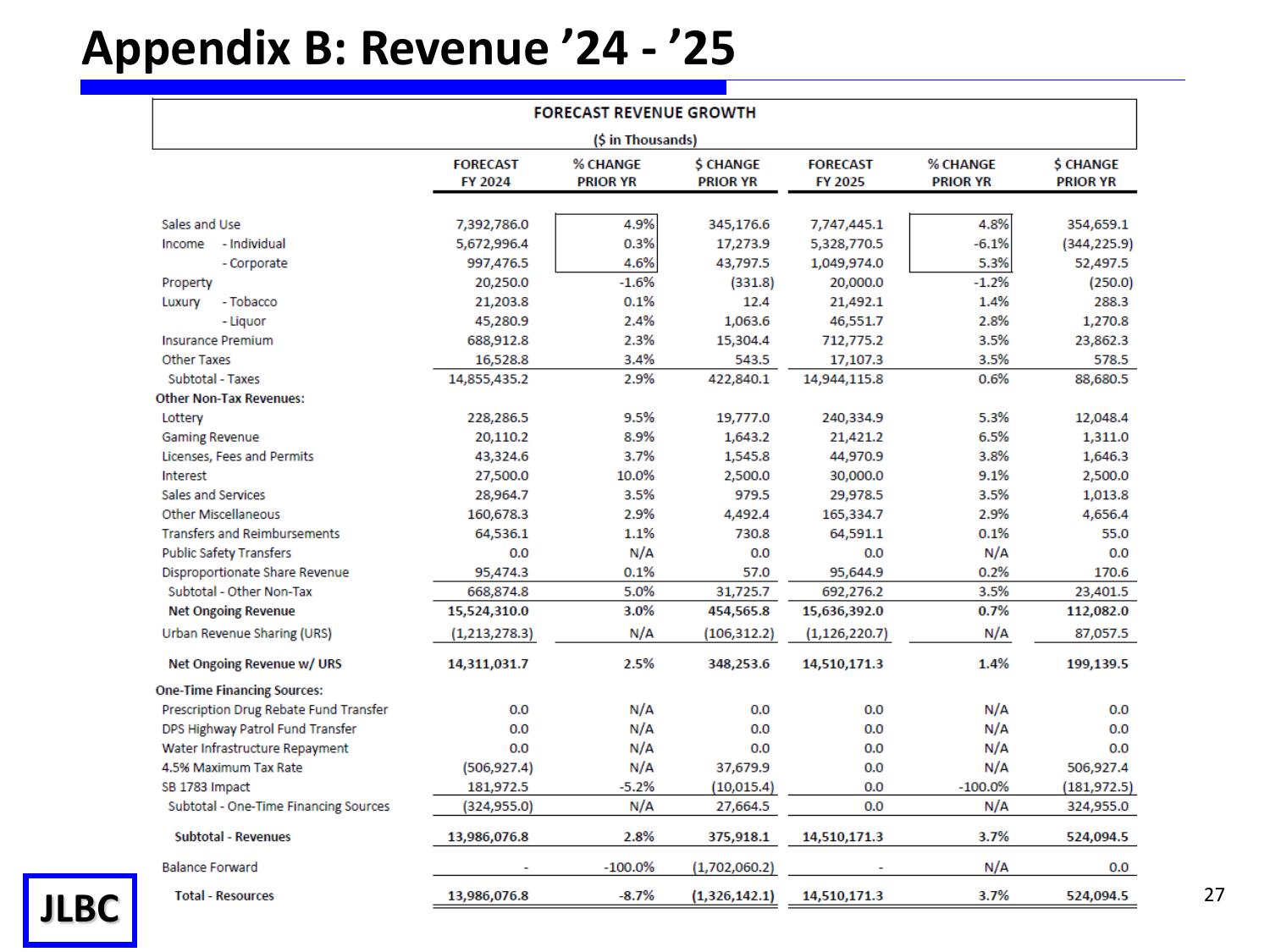# Appendix B: Revenue '24 - '25

**FORECAST REVENUE GROWTH**

($ in Thousands)

| | FORECAST FY 2024 | % CHANGE PRIOR YR | $ CHANGE PRIOR YR | FORECAST FY 2025 | % CHANGE PRIOR YR | $ CHANGE PRIOR YR |
|---|---|---|---|---|---|---|
| Sales and Use | 7,392,786.0 | 4.9% | 345,176.6 | 7,747,445.1 | 4.8% | 354,659.1 |
| Income - Individual | 5,672,996.4 | 0.3% | 17,273.9 | 5,328,770.5 | -6.1% | (344,225.9) |
| - Corporate | 997,476.5 | 4.6% | 43,797.5 | 1,049,974.0 | 5.3% | 52,497.5 |
| Property | 20,250.0 | -1.6% | (331.8) | 20,000.0 | -1.2% | (250.0) |
| Luxury - Tobacco | 21,203.8 | 0.1% | 12.4 | 21,492.1 | 1.4% | 288.3 |
| - Liquor | 45,280.9 | 2.4% | 1,063.6 | 46,551.7 | 2.8% | 1,270.8 |
| Insurance Premium | 688,912.8 | 2.3% | 15,304.4 | 712,775.2 | 3.5% | 23,862.3 |
| Other Taxes | 16,528.8 | 3.4% | 543.5 | 17,107.3 | 3.5% | 578.5 |
| Subtotal - Taxes | 14,855,435.2 | 2.9% | 422,840.1 | 14,944,115.8 | 0.6% | 88,680.5 |
| **Other Non-Tax Revenues:** | | | | | | |
| Lottery | 228,286.5 | 9.5% | 19,777.0 | 240,334.9 | 5.3% | 12,048.4 |
| Gaming Revenue | 20,110.2 | 8.9% | 1,643.2 | 21,421.2 | 6.5% | 1,311.0 |
| Licenses, Fees and Permits | 43,324.6 | 3.7% | 1,545.8 | 44,970.9 | 3.8% | 1,646.3 |
| Interest | 27,500.0 | 10.0% | 2,500.0 | 30,000.0 | 9.1% | 2,500.0 |
| Sales and Services | 28,964.7 | 3.5% | 979.5 | 29,978.5 | 3.5% | 1,013.8 |
| Other Miscellaneous | 160,678.3 | 2.9% | 4,492.4 | 165,334.7 | 2.9% | 4,656.4 |
| Transfers and Reimbursements | 64,536.1 | 1.1% | 730.8 | 64,591.1 | 0.1% | 55.0 |
| Public Safety Transfers | 0.0 | N/A | 0.0 | 0.0 | N/A | 0.0 |
| Disproportionate Share Revenue | 95,474.3 | 0.1% | 57.0 | 95,644.9 | 0.2% | 170.6 |
| Subtotal - Other Non-Tax | 668,874.8 | 5.0% | 31,725.7 | 692,276.2 | 3.5% | 23,401.5 |
| **Net Ongoing Revenue** | **15,524,310.0** | **3.0%** | **454,565.8** | **15,636,392.0** | **0.7%** | **112,082.0** |
| Urban Revenue Sharing (URS) | (1,213,278.3) | N/A | (106,312.2) | (1,126,220.7) | N/A | 87,057.5 |
| **Net Ongoing Revenue w/ URS** | **14,311,031.7** | **2.5%** | **348,253.6** | **14,510,171.3** | **1.4%** | **199,139.5** |
| **One-Time Financing Sources:** | | | | | | |
| Prescription Drug Rebate Fund Transfer | 0.0 | N/A | 0.0 | 0.0 | N/A | 0.0 |
| DPS Highway Patrol Fund Transfer | 0.0 | N/A | 0.0 | 0.0 | N/A | 0.0 |
| Water Infrastructure Repayment | 0.0 | N/A | 0.0 | 0.0 | N/A | 0.0 |
| 4.5% Maximum Tax Rate | (506,927.4) | N/A | 37,679.9 | 0.0 | N/A | 506,927.4 |
| SB 1783 Impact | 181,972.5 | -5.2% | (10,015.4) | 0.0 | -100.0% | (181,972.5) |
| Subtotal - One-Time Financing Sources | (324,955.0) | N/A | 27,664.5 | 0.0 | N/A | 324,955.0 |
| **Subtotal - Revenues** | **13,986,076.8** | **2.8%** | **375,918.1** | **14,510,171.3** | **3.7%** | **524,094.5** |
| Balance Forward | - | -100.0% | (1,702,060.2) | - | N/A | 0.0 |
| **Total - Resources** | **13,986,076.8** | **-8.7%** | **(1,326,142.1)** | **14,510,171.3** | **3.7%** | **524,094.5** |

JLBC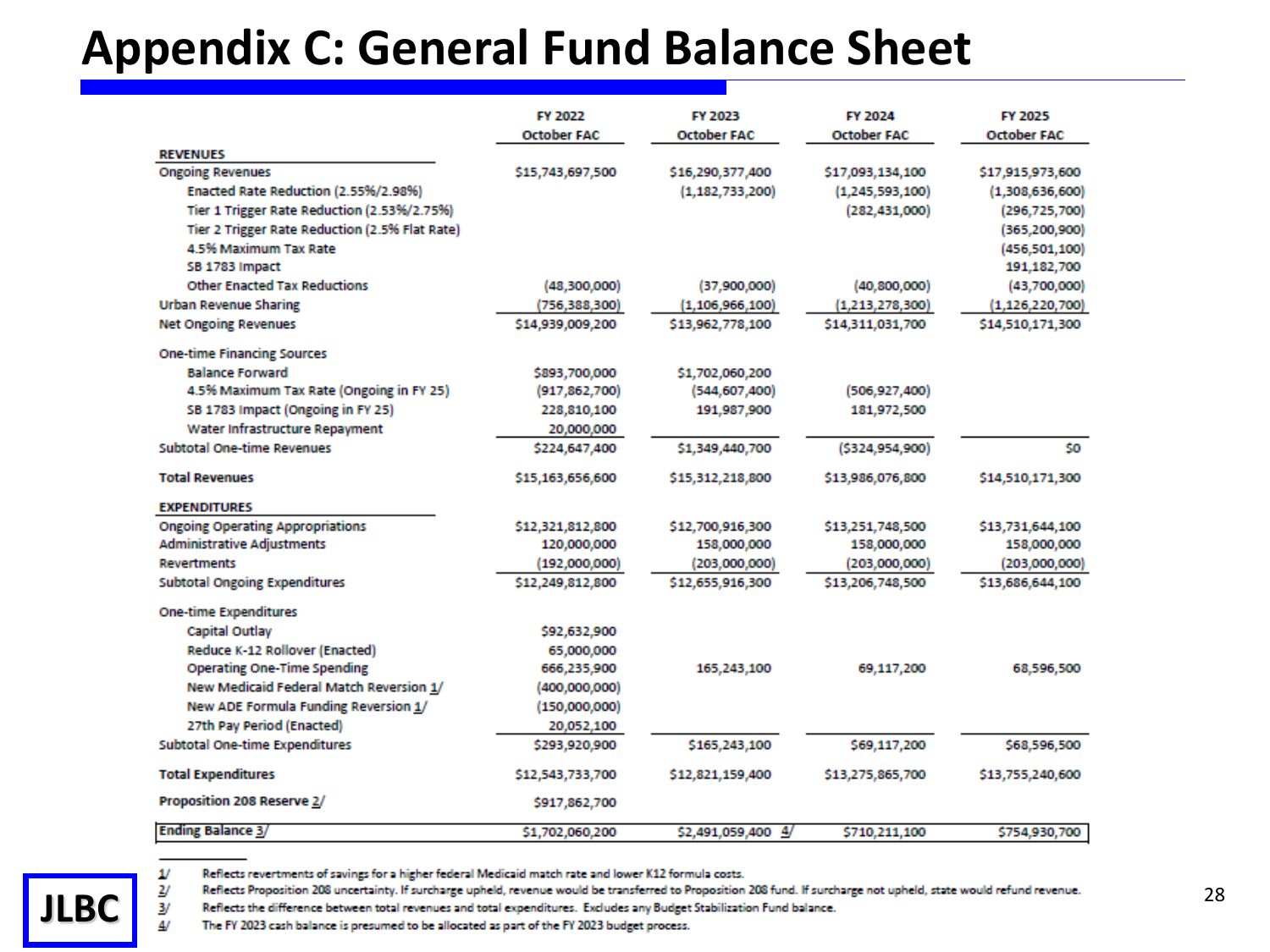# Appendix C: General Fund Balance Sheet

| | FY 2022 October FAC | FY 2023 October FAC | FY 2024 October FAC | FY 2025 October FAC |
|---|---|---|---|---|
| **REVENUES** | | | | |
| Ongoing Revenues | $15,743,697,500 | $16,290,377,400 | $17,093,134,100 | $17,915,973,600 |
| Enacted Rate Reduction (2.55%/2.98%) | | (1,182,733,200) | (1,245,593,100) | (1,308,636,600) |
| Tier 1 Trigger Rate Reduction (2.53%/2.75%) | | | (282,431,000) | (296,725,700) |
| Tier 2 Trigger Rate Reduction (2.5% Flat Rate) | | | | (365,200,900) |
| 4.5% Maximum Tax Rate | | | | (456,501,100) |
| SB 1783 Impact | | | | 191,182,700 |
| Other Enacted Tax Reductions | (48,300,000) | (37,900,000) | (40,800,000) | (43,700,000) |
| Urban Revenue Sharing | (756,388,300) | (1,106,966,100) | (1,213,278,300) | (1,126,220,700) |
| Net Ongoing Revenues | $14,939,009,200 | $13,962,778,100 | $14,311,031,700 | $14,510,171,300 |
| One-time Financing Sources | | | | |
| Balance Forward | $893,700,000 | $1,702,060,200 | | |
| 4.5% Maximum Tax Rate (Ongoing in FY 25) | (917,862,700) | (544,607,400) | (506,927,400) | |
| SB 1783 Impact (Ongoing in FY 25) | 228,810,100 | 191,987,900 | 181,972,500 | |
| Water Infrastructure Repayment | 20,000,000 | | | |
| Subtotal One-time Revenues | $224,647,400 | $1,349,440,700 | ($324,954,900) | $0 |
| **Total Revenues** | $15,163,656,600 | $15,312,218,800 | $13,986,076,800 | $14,510,171,300 |
| **EXPENDITURES** | | | | |
| Ongoing Operating Appropriations | $12,321,812,800 | $12,700,916,300 | $13,251,748,500 | $13,731,644,100 |
| Administrative Adjustments | 120,000,000 | 158,000,000 | 158,000,000 | 158,000,000 |
| Revertments | (192,000,000) | (203,000,000) | (203,000,000) | (203,000,000) |
| Subtotal Ongoing Expenditures | $12,249,812,800 | $12,655,916,300 | $13,206,748,500 | $13,686,644,100 |
| One-time Expenditures | | | | |
| Capital Outlay | $92,632,900 | | | |
| Reduce K-12 Rollover (Enacted) | 65,000,000 | | | |
| Operating One-Time Spending | 666,235,900 | 165,243,100 | 69,117,200 | 68,596,500 |
| New Medicaid Federal Match Reversion 1/ | (400,000,000) | | | |
| New ADE Formula Funding Reversion 1/ | (150,000,000) | | | |
| 27th Pay Period (Enacted) | 20,052,100 | | | |
| Subtotal One-time Expenditures | $293,920,900 | $165,243,100 | $69,117,200 | $68,596,500 |
| **Total Expenditures** | $12,543,733,700 | $12,821,159,400 | $13,275,865,700 | $13,755,240,600 |
| **Proposition 208 Reserve 2/** | $917,862,700 | | | |
| **Ending Balance 3/** | $1,702,060,200 | $2,491,059,400 4/ | $710,211,100 | $754,930,700 |

1/ Reflects revertments of savings for a higher federal Medicaid match rate and lower K12 formula costs.
2/ Reflects Proposition 208 uncertainty. If surcharge upheld, revenue would be transferred to Proposition 208 fund. If surcharge not upheld, state would refund revenue.
3/ Reflects the difference between total revenues and total expenditures. Excludes any Budget Stabilization Fund balance.
4/ The FY 2023 cash balance is presumed to be allocated as part of the FY 2023 budget process.

JLBC